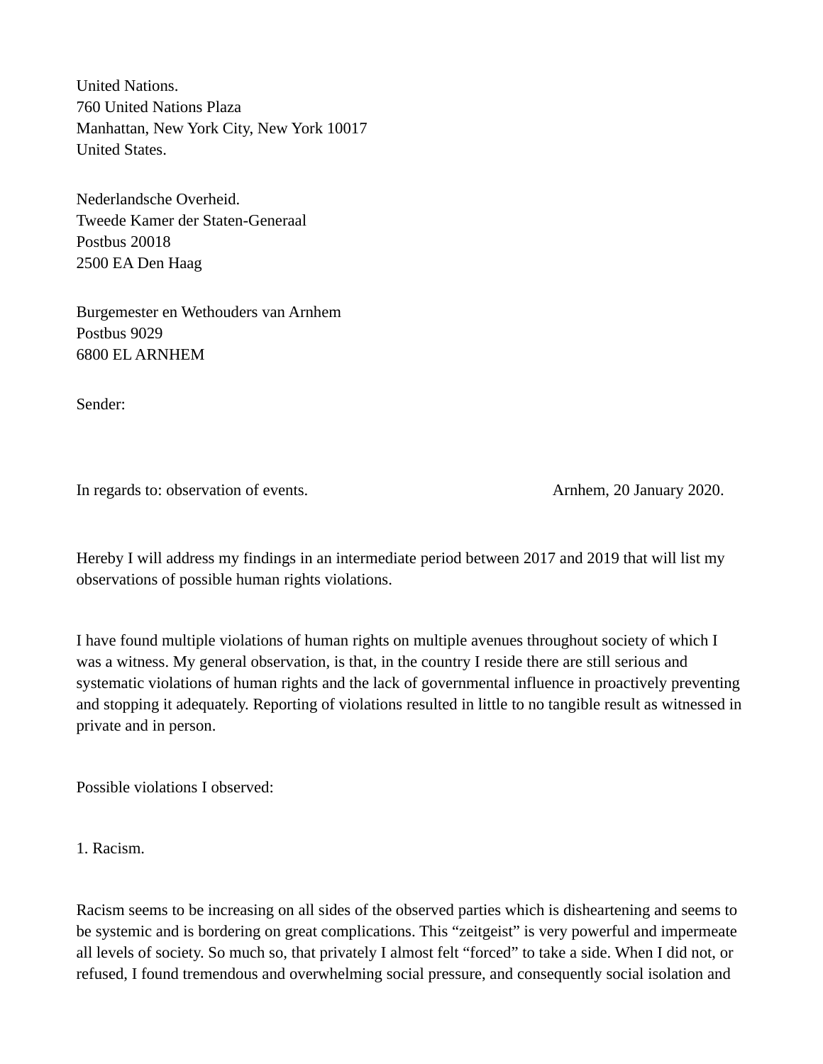United Nations.
760 United Nations Plaza
Manhattan, New York City, New York 10017
United States.

Nederlandsche Overheid.
Tweede Kamer der Staten-Generaal
Postbus 20018
2500 EA Den Haag

Burgemester en Wethouders van Arnhem
Postbus 9029
6800 EL ARNHEM

Sender:

In regards to: observation of events. Arnhem, 20 January 2020.

Hereby I will address my findings in an intermediate period between 2017 and 2019 that will list my observations of possible human rights violations.

I have found multiple violations of human rights on multiple avenues throughout society of which I was a witness. My general observation, is that, in the country I reside there are still serious and systematic violations of human rights and the lack of governmental influence in proactively preventing and stopping it adequately. Reporting of violations resulted in little to no tangible result as witnessed in private and in person.

Possible violations I observed:

1. Racism.

Racism seems to be increasing on all sides of the observed parties which is disheartening and seems to be systemic and is bordering on great complications. This “zeitgeist” is very powerful and impermeate all levels of society. So much so, that privately I almost felt “forced” to take a side. When I did not, or refused, I found tremendous and overwhelming social pressure, and consequently social isolation and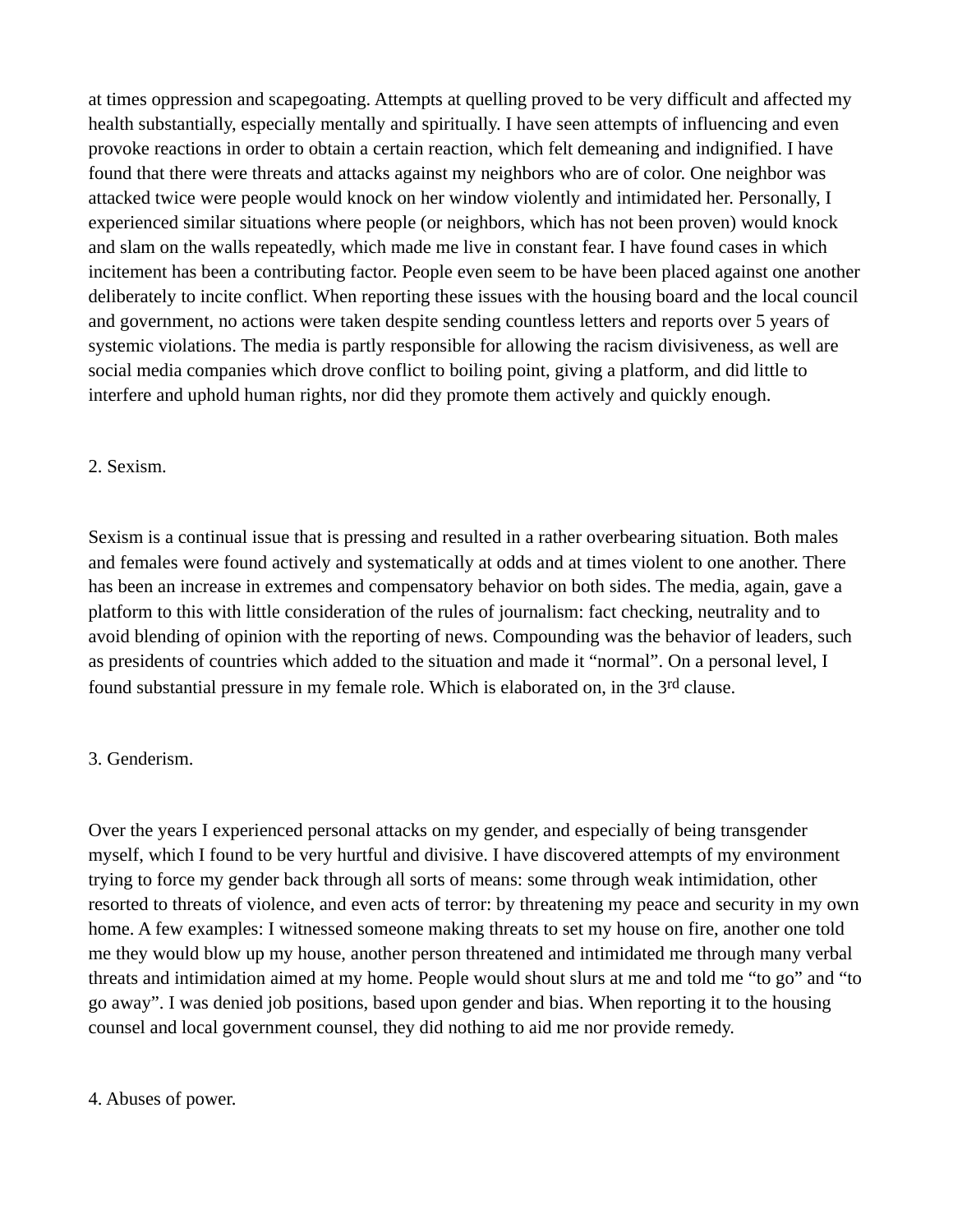at times oppression and scapegoating. Attempts at quelling proved to be very difficult and affected my health substantially, especially mentally and spiritually. I have seen attempts of influencing and even provoke reactions in order to obtain a certain reaction, which felt demeaning and indignified. I have found that there were threats and attacks against my neighbors who are of color. One neighbor was attacked twice were people would knock on her window violently and intimidated her. Personally, I experienced similar situations where people (or neighbors, which has not been proven) would knock and slam on the walls repeatedly, which made me live in constant fear. I have found cases in which incitement has been a contributing factor. People even seem to be have been placed against one another deliberately to incite conflict. When reporting these issues with the housing board and the local council and government, no actions were taken despite sending countless letters and reports over 5 years of systemic violations. The media is partly responsible for allowing the racism divisiveness, as well are social media companies which drove conflict to boiling point, giving a platform, and did little to interfere and uphold human rights, nor did they promote them actively and quickly enough.

2. Sexism.

Sexism is a continual issue that is pressing and resulted in a rather overbearing situation. Both males and females were found actively and systematically at odds and at times violent to one another. There has been an increase in extremes and compensatory behavior on both sides. The media, again, gave a platform to this with little consideration of the rules of journalism: fact checking, neutrality and to avoid blending of opinion with the reporting of news. Compounding was the behavior of leaders, such as presidents of countries which added to the situation and made it "normal". On a personal level, I found substantial pressure in my female role. Which is elaborated on, in the 3rd clause.

3. Genderism.

Over the years I experienced personal attacks on my gender, and especially of being transgender myself, which I found to be very hurtful and divisive. I have discovered attempts of my environment trying to force my gender back through all sorts of means: some through weak intimidation, other resorted to threats of violence, and even acts of terror: by threatening my peace and security in my own home. A few examples: I witnessed someone making threats to set my house on fire, another one told me they would blow up my house, another person threatened and intimidated me through many verbal threats and intimidation aimed at my home. People would shout slurs at me and told me "to go" and "to go away". I was denied job positions, based upon gender and bias. When reporting it to the housing counsel and local government counsel, they did nothing to aid me nor provide remedy.

4. Abuses of power.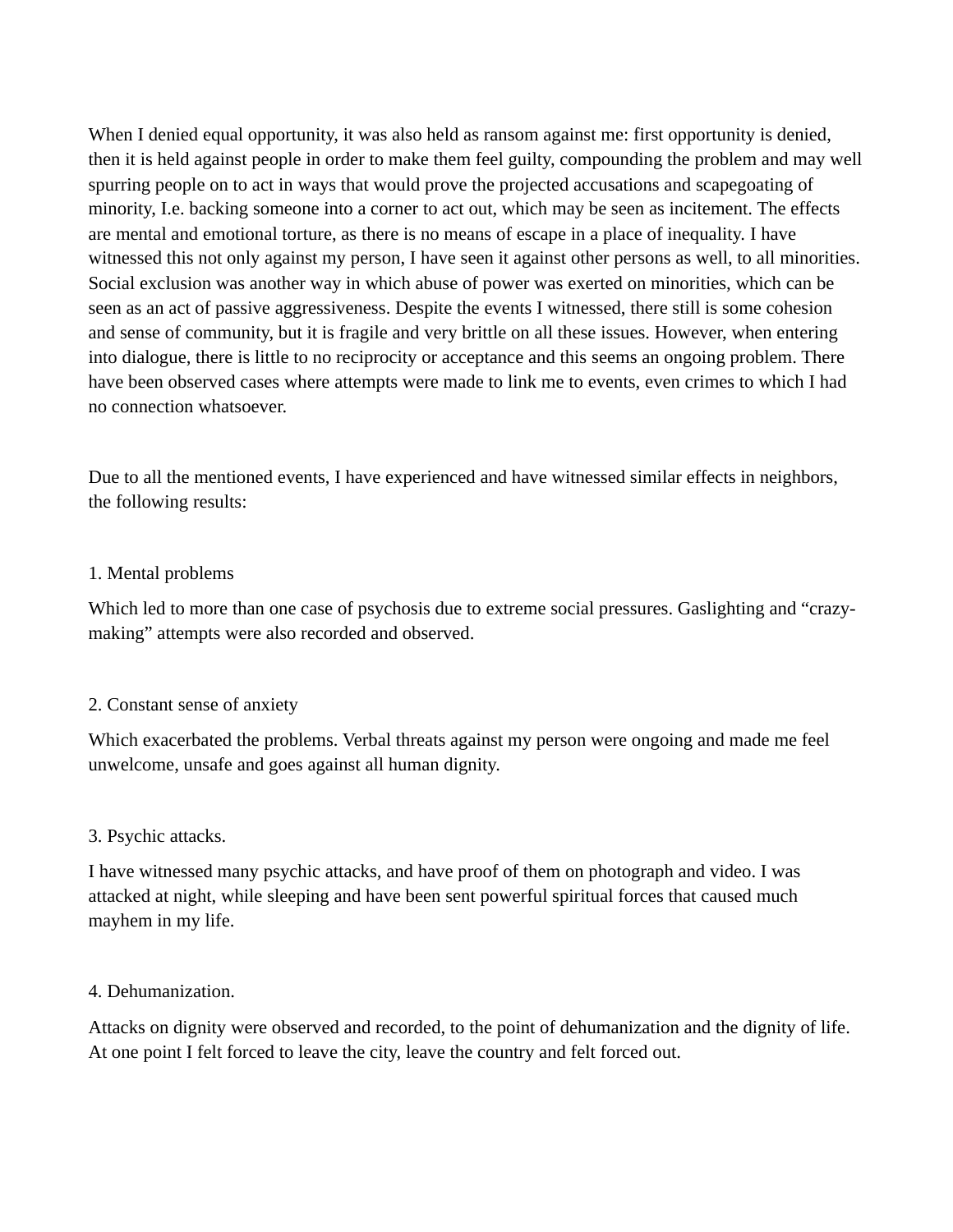When I denied equal opportunity, it was also held as ransom against me: first opportunity is denied, then it is held against people in order to make them feel guilty, compounding the problem and may well spurring people on to act in ways that would prove the projected accusations and scapegoating of minority, I.e. backing someone into a corner to act out, which may be seen as incitement. The effects are mental and emotional torture, as there is no means of escape in a place of inequality. I have witnessed this not only against my person, I have seen it against other persons as well, to all minorities. Social exclusion was another way in which abuse of power was exerted on minorities, which can be seen as an act of passive aggressiveness. Despite the events I witnessed, there still is some cohesion and sense of community, but it is fragile and very brittle on all these issues. However, when entering into dialogue, there is little to no reciprocity or acceptance and this seems an ongoing problem. There have been observed cases where attempts were made to link me to events, even crimes to which I had no connection whatsoever.

Due to all the mentioned events, I have experienced and have witnessed similar effects in neighbors, the following results:

1. Mental problems

Which led to more than one case of psychosis due to extreme social pressures. Gaslighting and "crazy-making" attempts were also recorded and observed.

2. Constant sense of anxiety

Which exacerbated the problems. Verbal threats against my person were ongoing and made me feel unwelcome, unsafe and goes against all human dignity.

3. Psychic attacks.

I have witnessed many psychic attacks, and have proof of them on photograph and video. I was attacked at night, while sleeping and have been sent powerful spiritual forces that caused much mayhem in my life.

4. Dehumanization.

Attacks on dignity were observed and recorded, to the point of dehumanization and the dignity of life. At one point I felt forced to leave the city, leave the country and felt forced out.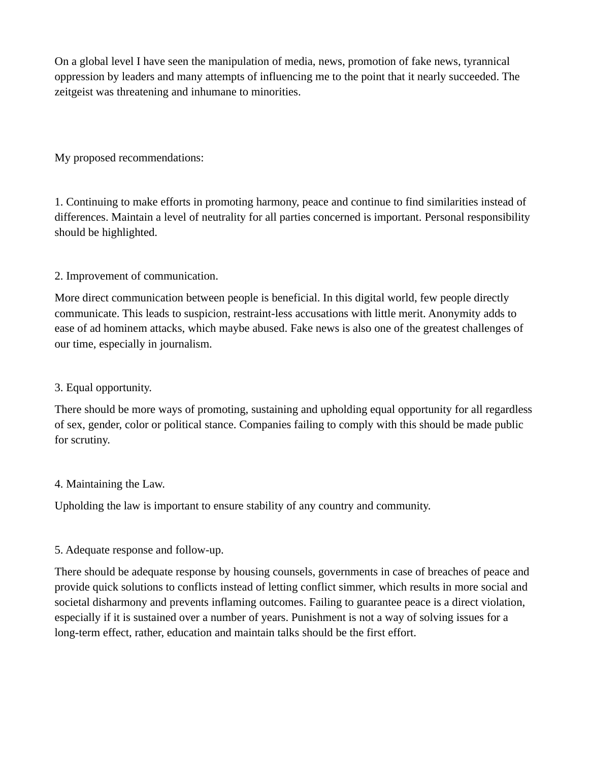On a global level I have seen the manipulation of media, news, promotion of fake news, tyrannical oppression by leaders and many attempts of influencing me to the point that it nearly succeeded. The zeitgeist was threatening and inhumane to minorities.

My proposed recommendations:

1. Continuing to make efforts in promoting harmony, peace and continue to find similarities instead of differences. Maintain a level of neutrality for all parties concerned is important. Personal responsibility should be highlighted.

2. Improvement of communication.

More direct communication between people is beneficial. In this digital world, few people directly communicate. This leads to suspicion, restraint-less accusations with little merit. Anonymity adds to ease of ad hominem attacks, which maybe abused. Fake news is also one of the greatest challenges of our time, especially in journalism.

3. Equal opportunity.

There should be more ways of promoting, sustaining and upholding equal opportunity for all regardless of sex, gender, color or political stance. Companies failing to comply with this should be made public for scrutiny.

4. Maintaining the Law.

Upholding the law is important to ensure stability of any country and community.

5. Adequate response and follow-up.

There should be adequate response by housing counsels, governments in case of breaches of peace and provide quick solutions to conflicts instead of letting conflict simmer, which results in more social and societal disharmony and prevents inflaming outcomes. Failing to guarantee peace is a direct violation, especially if it is sustained over a number of years. Punishment is not a way of solving issues for a long-term effect, rather, education and maintain talks should be the first effort.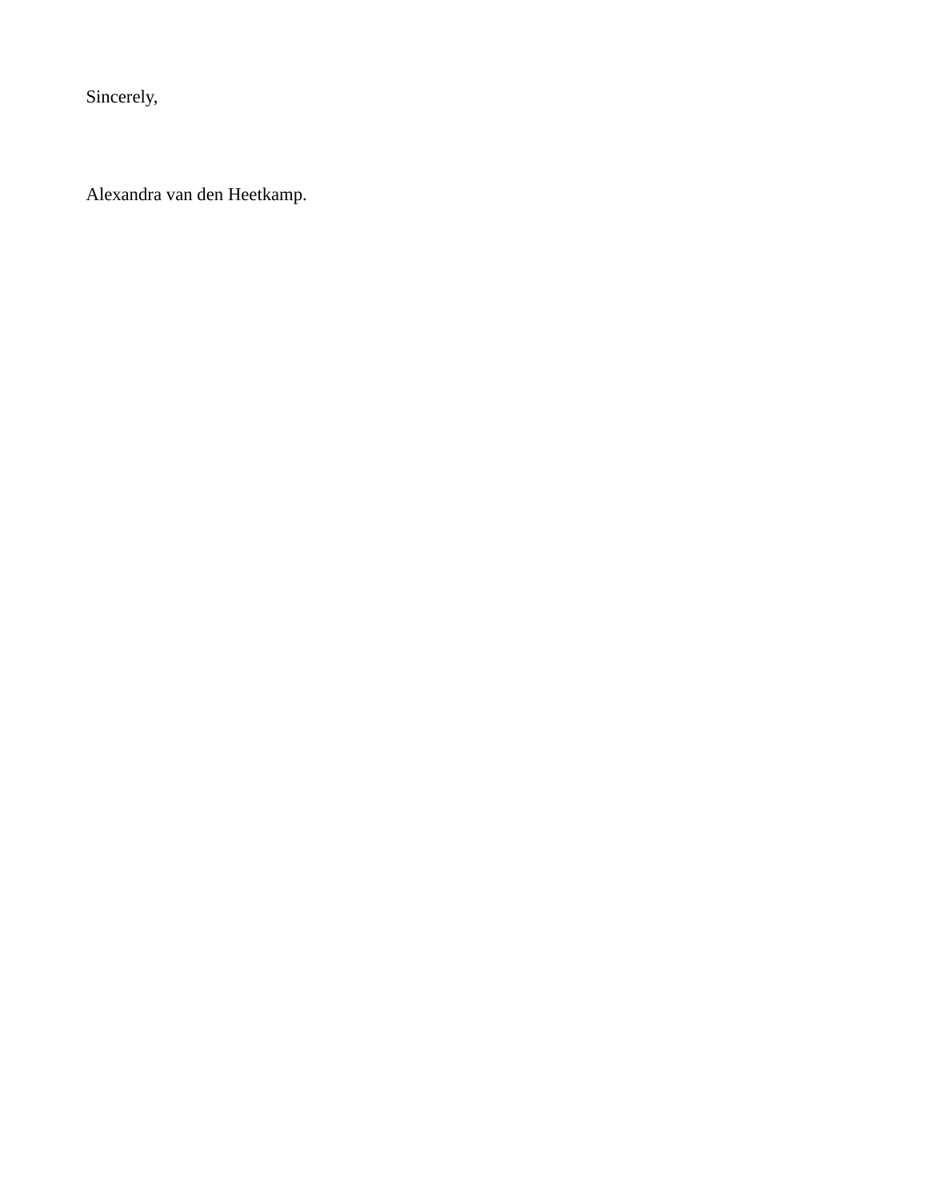Sincerely,

Alexandra van den Heetkamp.